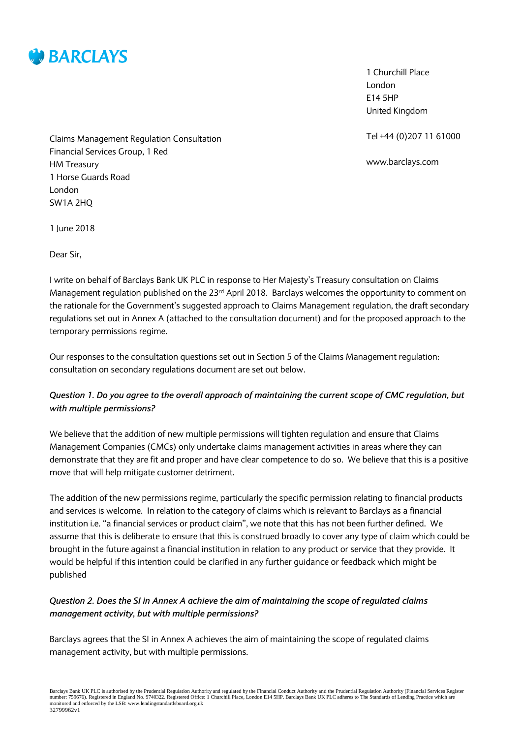BARCLAYS

1 Churchill Place
London
E14 5HP
United Kingdom

Tel +44 (0)207 11 61000

www.barclays.com

Claims Management Regulation Consultation
Financial Services Group, 1 Red
HM Treasury
1 Horse Guards Road
London
SW1A 2HQ

1 June 2018

Dear Sir,

I write on behalf of Barclays Bank UK PLC in response to Her Majesty's Treasury consultation on Claims Management regulation published on the 23rd April 2018. Barclays welcomes the opportunity to comment on the rationale for the Government's suggested approach to Claims Management regulation, the draft secondary regulations set out in Annex A (attached to the consultation document) and for the proposed approach to the temporary permissions regime.

Our responses to the consultation questions set out in Section 5 of the Claims Management regulation: consultation on secondary regulations document are set out below.

***Question 1. Do you agree to the overall approach of maintaining the current scope of CMC regulation, but with multiple permissions?***

We believe that the addition of new multiple permissions will tighten regulation and ensure that Claims Management Companies (CMCs) only undertake claims management activities in areas where they can demonstrate that they are fit and proper and have clear competence to do so. We believe that this is a positive move that will help mitigate customer detriment.

The addition of the new permissions regime, particularly the specific permission relating to financial products and services is welcome. In relation to the category of claims which is relevant to Barclays as a financial institution i.e. "a financial services or product claim", we note that this has not been further defined. We assume that this is deliberate to ensure that this is construed broadly to cover any type of claim which could be brought in the future against a financial institution in relation to any product or service that they provide. It would be helpful if this intention could be clarified in any further guidance or feedback which might be published

***Question 2. Does the SI in Annex A achieve the aim of maintaining the scope of regulated claims management activity, but with multiple permissions?***

Barclays agrees that the SI in Annex A achieves the aim of maintaining the scope of regulated claims management activity, but with multiple permissions.

Barclays Bank UK PLC is authorised by the Prudential Regulation Authority and regulated by the Financial Conduct Authority and the Prudential Regulation Authority (Financial Services Register number: 759676). Registered in England No. 9740322. Registered Office: 1 Churchill Place, London E14 5HP. Barclays Bank UK PLC adheres to The Standards of Lending Practice which are monitored and enforced by the LSB: www.lendingstandardsboard.org.uk
32799962v1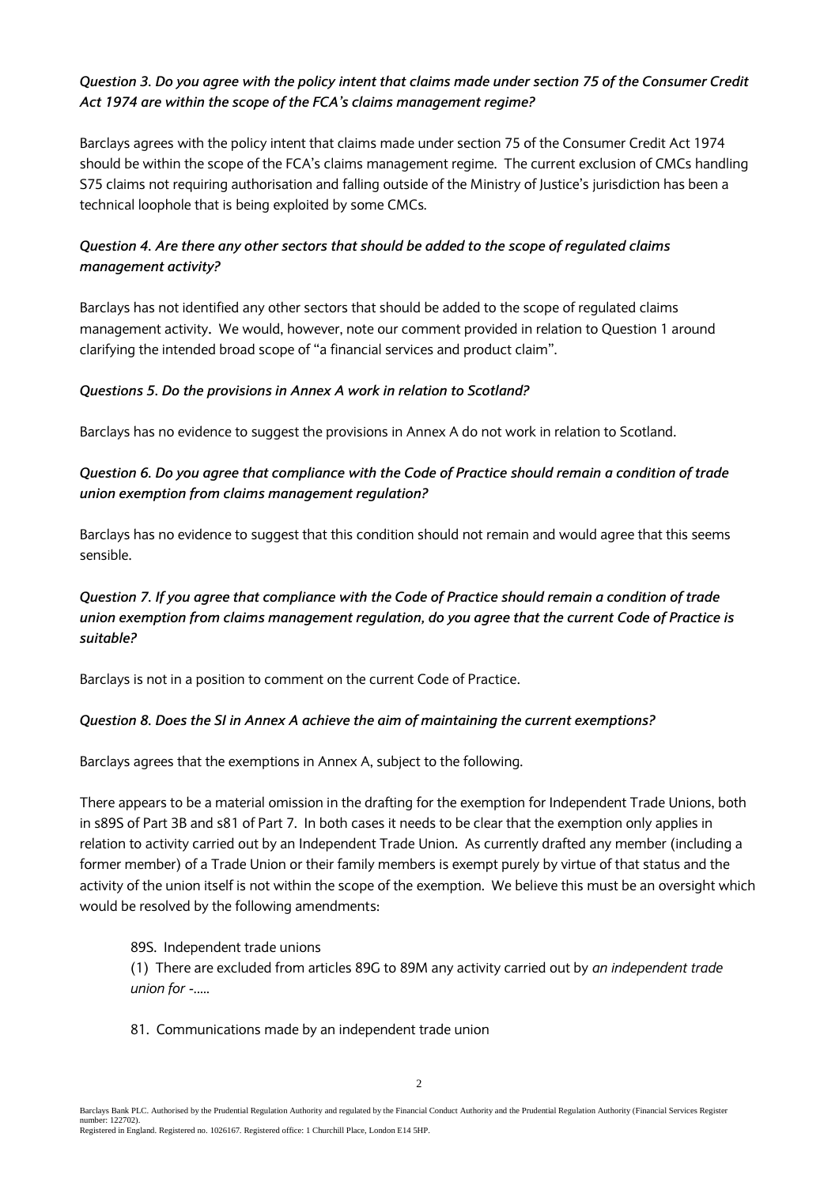***Question 3. Do you agree with the policy intent that claims made under section 75 of the Consumer Credit Act 1974 are within the scope of the FCA's claims management regime?***

Barclays agrees with the policy intent that claims made under section 75 of the Consumer Credit Act 1974 should be within the scope of the FCA's claims management regime. The current exclusion of CMCs handling S75 claims not requiring authorisation and falling outside of the Ministry of Justice's jurisdiction has been a technical loophole that is being exploited by some CMCs.

***Question 4. Are there any other sectors that should be added to the scope of regulated claims management activity?***

Barclays has not identified any other sectors that should be added to the scope of regulated claims management activity. We would, however, note our comment provided in relation to Question 1 around clarifying the intended broad scope of "a financial services and product claim".

***Questions 5. Do the provisions in Annex A work in relation to Scotland?***

Barclays has no evidence to suggest the provisions in Annex A do not work in relation to Scotland.

***Question 6. Do you agree that compliance with the Code of Practice should remain a condition of trade union exemption from claims management regulation?***

Barclays has no evidence to suggest that this condition should not remain and would agree that this seems sensible.

***Question 7. If you agree that compliance with the Code of Practice should remain a condition of trade union exemption from claims management regulation, do you agree that the current Code of Practice is suitable?***

Barclays is not in a position to comment on the current Code of Practice.

***Question 8. Does the SI in Annex A achieve the aim of maintaining the current exemptions?***

Barclays agrees that the exemptions in Annex A, subject to the following.

There appears to be a material omission in the drafting for the exemption for Independent Trade Unions, both in s89S of Part 3B and s81 of Part 7. In both cases it needs to be clear that the exemption only applies in relation to activity carried out by an Independent Trade Union. As currently drafted any member (including a former member) of a Trade Union or their family members is exempt purely by virtue of that status and the activity of the union itself is not within the scope of the exemption. We believe this must be an oversight which would be resolved by the following amendments:

> 89S. Independent trade unions
>
> (1) There are excluded from articles 89G to 89M any activity carried out by *an independent trade union for -.....*
>
> 81. Communications made by an independent trade union

Barclays Bank PLC. Authorised by the Prudential Regulation Authority and regulated by the Financial Conduct Authority and the Prudential Regulation Authority (Financial Services Register number: 122702).
Registered in England. Registered no. 1026167. Registered office: 1 Churchill Place, London E14 5HP.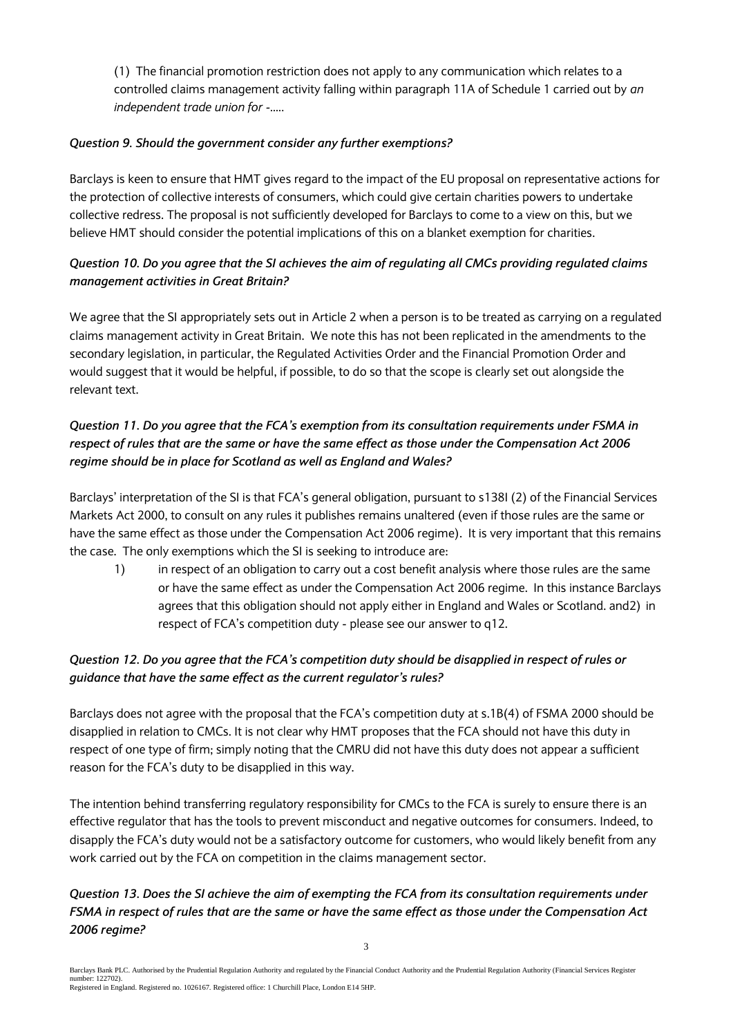(1) The financial promotion restriction does not apply to any communication which relates to a controlled claims management activity falling within paragraph 11A of Schedule 1 carried out by *an independent trade union for -.....*

***Question 9. Should the government consider any further exemptions?***

Barclays is keen to ensure that HMT gives regard to the impact of the EU proposal on representative actions for the protection of collective interests of consumers, which could give certain charities powers to undertake collective redress. The proposal is not sufficiently developed for Barclays to come to a view on this, but we believe HMT should consider the potential implications of this on a blanket exemption for charities.

***Question 10. Do you agree that the SI achieves the aim of regulating all CMCs providing regulated claims management activities in Great Britain?***

We agree that the SI appropriately sets out in Article 2 when a person is to be treated as carrying on a regulated claims management activity in Great Britain. We note this has not been replicated in the amendments to the secondary legislation, in particular, the Regulated Activities Order and the Financial Promotion Order and would suggest that it would be helpful, if possible, to do so that the scope is clearly set out alongside the relevant text.

***Question 11. Do you agree that the FCA's exemption from its consultation requirements under FSMA in respect of rules that are the same or have the same effect as those under the Compensation Act 2006 regime should be in place for Scotland as well as England and Wales?***

Barclays' interpretation of the SI is that FCA's general obligation, pursuant to s138I (2) of the Financial Services Markets Act 2000, to consult on any rules it publishes remains unaltered (even if those rules are the same or have the same effect as those under the Compensation Act 2006 regime). It is very important that this remains the case. The only exemptions which the SI is seeking to introduce are:

1) in respect of an obligation to carry out a cost benefit analysis where those rules are the same or have the same effect as under the Compensation Act 2006 regime. In this instance Barclays agrees that this obligation should not apply either in England and Wales or Scotland. and2) in respect of FCA's competition duty - please see our answer to q12.

***Question 12. Do you agree that the FCA's competition duty should be disapplied in respect of rules or guidance that have the same effect as the current regulator's rules?***

Barclays does not agree with the proposal that the FCA's competition duty at s.1B(4) of FSMA 2000 should be disapplied in relation to CMCs. It is not clear why HMT proposes that the FCA should not have this duty in respect of one type of firm; simply noting that the CMRU did not have this duty does not appear a sufficient reason for the FCA's duty to be disapplied in this way.

The intention behind transferring regulatory responsibility for CMCs to the FCA is surely to ensure there is an effective regulator that has the tools to prevent misconduct and negative outcomes for consumers. Indeed, to disapply the FCA's duty would not be a satisfactory outcome for customers, who would likely benefit from any work carried out by the FCA on competition in the claims management sector.

***Question 13. Does the SI achieve the aim of exempting the FCA from its consultation requirements under FSMA in respect of rules that are the same or have the same effect as those under the Compensation Act 2006 regime?***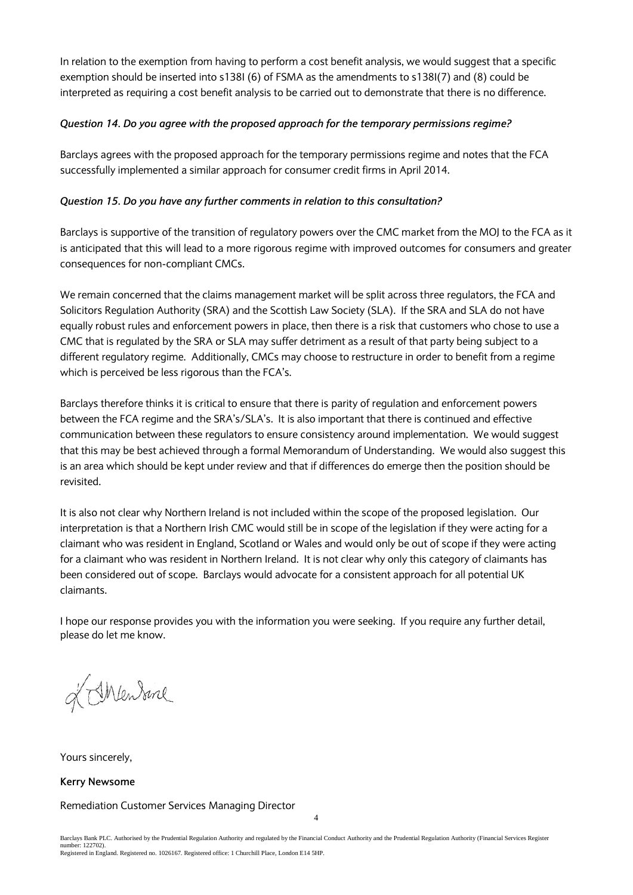In relation to the exemption from having to perform a cost benefit analysis, we would suggest that a specific exemption should be inserted into s138I (6) of FSMA as the amendments to s138I(7) and (8) could be interpreted as requiring a cost benefit analysis to be carried out to demonstrate that there is no difference.

*Question 14. Do you agree with the proposed approach for the temporary permissions regime?*

Barclays agrees with the proposed approach for the temporary permissions regime and notes that the FCA successfully implemented a similar approach for consumer credit firms in April 2014.

*Question 15. Do you have any further comments in relation to this consultation?*

Barclays is supportive of the transition of regulatory powers over the CMC market from the MOJ to the FCA as it is anticipated that this will lead to a more rigorous regime with improved outcomes for consumers and greater consequences for non-compliant CMCs.

We remain concerned that the claims management market will be split across three regulators, the FCA and Solicitors Regulation Authority (SRA) and the Scottish Law Society (SLA). If the SRA and SLA do not have equally robust rules and enforcement powers in place, then there is a risk that customers who chose to use a CMC that is regulated by the SRA or SLA may suffer detriment as a result of that party being subject to a different regulatory regime. Additionally, CMCs may choose to restructure in order to benefit from a regime which is perceived be less rigorous than the FCA's.

Barclays therefore thinks it is critical to ensure that there is parity of regulation and enforcement powers between the FCA regime and the SRA's/SLA's. It is also important that there is continued and effective communication between these regulators to ensure consistency around implementation. We would suggest that this may be best achieved through a formal Memorandum of Understanding. We would also suggest this is an area which should be kept under review and that if differences do emerge then the position should be revisited.

It is also not clear why Northern Ireland is not included within the scope of the proposed legislation. Our interpretation is that a Northern Irish CMC would still be in scope of the legislation if they were acting for a claimant who was resident in England, Scotland or Wales and would only be out of scope if they were acting for a claimant who was resident in Northern Ireland. It is not clear why only this category of claimants has been considered out of scope. Barclays would advocate for a consistent approach for all potential UK claimants.

I hope our response provides you with the information you were seeking. If you require any further detail, please do let me know.

Yours sincerely,

**Kerry Newsome**

Remediation Customer Services Managing Director

Barclays Bank PLC. Authorised by the Prudential Regulation Authority and regulated by the Financial Conduct Authority and the Prudential Regulation Authority (Financial Services Register number: 122702).
Registered in England. Registered no. 1026167. Registered office: 1 Churchill Place, London E14 5HP.